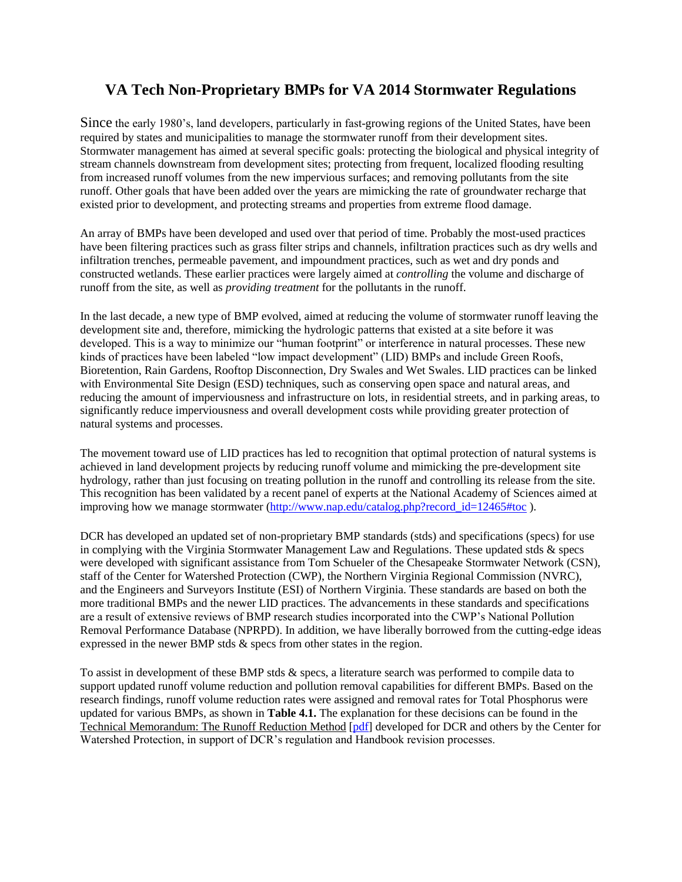# VA Tech Non-Proprietary BMPs for VA 2014 Stormwater Regulations

Since the early 1980's, land developers, particularly in fast-growing regions of the United States, have been required by states and municipalities to manage the stormwater runoff from their development sites. Stormwater management has aimed at several specific goals: protecting the biological and physical integrity of stream channels downstream from development sites; protecting from frequent, localized flooding resulting from increased runoff volumes from the new impervious surfaces; and removing pollutants from the site runoff. Other goals that have been added over the years are mimicking the rate of groundwater recharge that existed prior to development, and protecting streams and properties from extreme flood damage.

An array of BMPs have been developed and used over that period of time. Probably the most-used practices have been filtering practices such as grass filter strips and channels, infiltration practices such as dry wells and infiltration trenches, permeable pavement, and impoundment practices, such as wet and dry ponds and constructed wetlands. These earlier practices were largely aimed at *controlling* the volume and discharge of runoff from the site, as well as *providing treatment* for the pollutants in the runoff.

In the last decade, a new type of BMP evolved, aimed at reducing the volume of stormwater runoff leaving the development site and, therefore, mimicking the hydrologic patterns that existed at a site before it was developed. This is a way to minimize our "human footprint" or interference in natural processes. These new kinds of practices have been labeled "low impact development" (LID) BMPs and include Green Roofs, Bioretention, Rain Gardens, Rooftop Disconnection, Dry Swales and Wet Swales. LID practices can be linked with Environmental Site Design (ESD) techniques, such as conserving open space and natural areas, and reducing the amount of imperviousness and infrastructure on lots, in residential streets, and in parking areas, to significantly reduce imperviousness and overall development costs while providing greater protection of natural systems and processes.

The movement toward use of LID practices has led to recognition that optimal protection of natural systems is achieved in land development projects by reducing runoff volume and mimicking the pre-development site hydrology, rather than just focusing on treating pollution in the runoff and controlling its release from the site. This recognition has been validated by a recent panel of experts at the National Academy of Sciences aimed at improving how we manage stormwater (http://www.nap.edu/catalog.php?record_id=12465#toc ).

DCR has developed an updated set of non-proprietary BMP standards (stds) and specifications (specs) for use in complying with the Virginia Stormwater Management Law and Regulations. These updated stds & specs were developed with significant assistance from Tom Schueler of the Chesapeake Stormwater Network (CSN), staff of the Center for Watershed Protection (CWP), the Northern Virginia Regional Commission (NVRC), and the Engineers and Surveyors Institute (ESI) of Northern Virginia. These standards are based on both the more traditional BMPs and the newer LID practices. The advancements in these standards and specifications are a result of extensive reviews of BMP research studies incorporated into the CWP's National Pollution Removal Performance Database (NPRPD). In addition, we have liberally borrowed from the cutting-edge ideas expressed in the newer BMP stds & specs from other states in the region.

To assist in development of these BMP stds & specs, a literature search was performed to compile data to support updated runoff volume reduction and pollution removal capabilities for different BMPs. Based on the research findings, runoff volume reduction rates were assigned and removal rates for Total Phosphorus were updated for various BMPs, as shown in **Table 4.1.** The explanation for these decisions can be found in the Technical Memorandum: The Runoff Reduction Method [pdf] developed for DCR and others by the Center for Watershed Protection, in support of DCR's regulation and Handbook revision processes.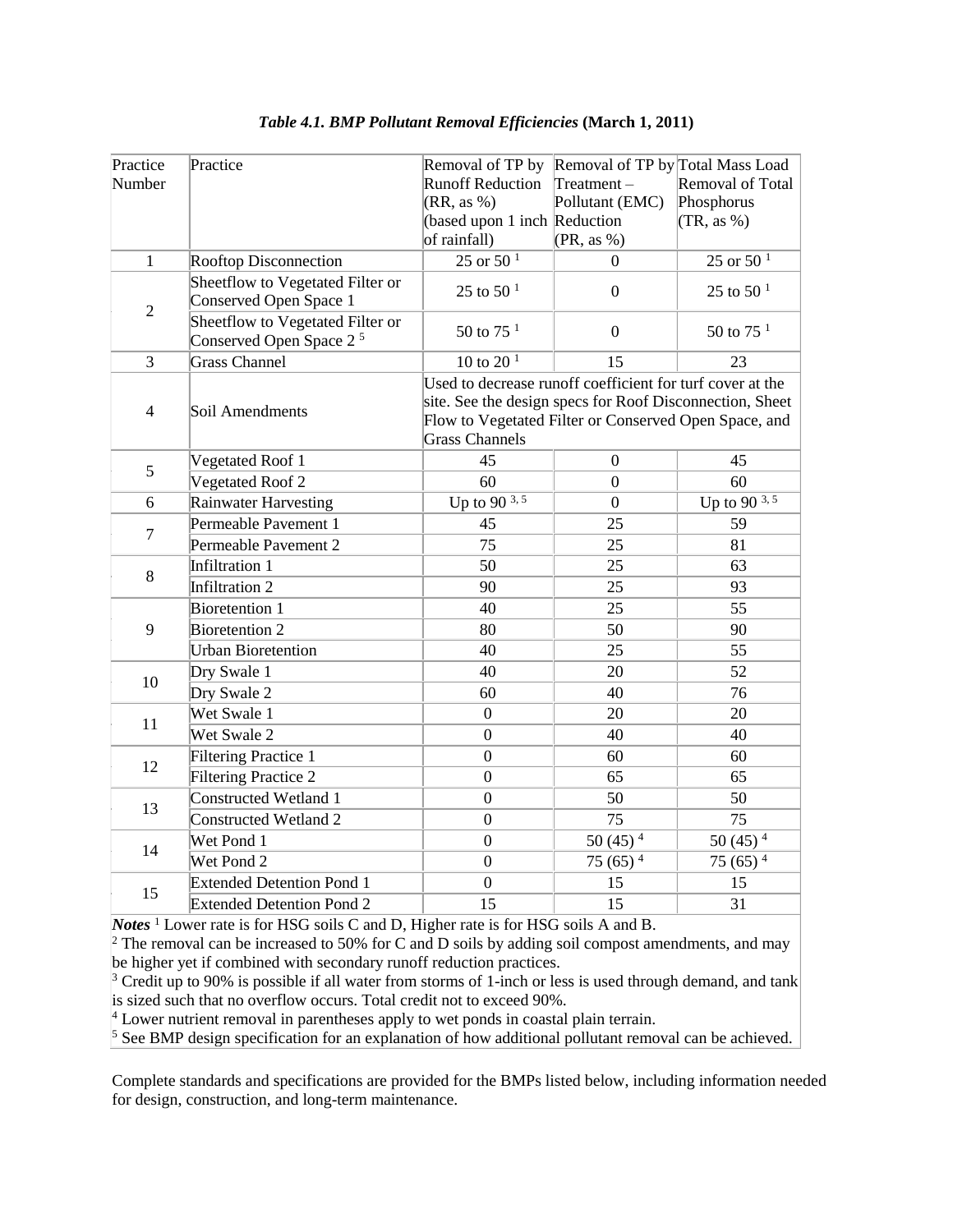***Table 4.1. BMP Pollutant Removal Efficiencies* (March 1, 2011)**

| Practice Number | Practice | Removal of TP by Runoff Reduction (RR, as %) (based upon 1 inch of rainfall) | Removal of TP by Treatment – Pollutant (EMC) Reduction (PR, as %) | Total Mass Load Removal of Total Phosphorus (TR, as %) |
|---|---|---|---|---|
| 1 | Rooftop Disconnection | 25 or 50 [1] | 0 | 25 or 50 [1] |
| 2 | Sheetflow to Vegetated Filter or Conserved Open Space 1 | 25 to 50 [1] | 0 | 25 to 50 [1] |
| | Sheetflow to Vegetated Filter or Conserved Open Space 2 [5] | 50 to 75 [1] | 0 | 50 to 75 [1] |
| 3 | Grass Channel | 10 to 20 [1] | 15 | 23 |
| 4 | Soil Amendments | Used to decrease runoff coefficient for turf cover at the site. See the design specs for Roof Disconnection, Sheet Flow to Vegetated Filter or Conserved Open Space, and Grass Channels | | |
| 5 | Vegetated Roof 1 | 45 | 0 | 45 |
| | Vegetated Roof 2 | 60 | 0 | 60 |
| 6 | Rainwater Harvesting | Up to 90 [3, 5] | 0 | Up to 90 [3, 5] |
| 7 | Permeable Pavement 1 | 45 | 25 | 59 |
| | Permeable Pavement 2 | 75 | 25 | 81 |
| 8 | Infiltration 1 | 50 | 25 | 63 |
| | Infiltration 2 | 90 | 25 | 93 |
| 9 | Bioretention 1 | 40 | 25 | 55 |
| | Bioretention 2 | 80 | 50 | 90 |
| | Urban Bioretention | 40 | 25 | 55 |
| 10 | Dry Swale 1 | 40 | 20 | 52 |
| | Dry Swale 2 | 60 | 40 | 76 |
| 11 | Wet Swale 1 | 0 | 20 | 20 |
| | Wet Swale 2 | 0 | 40 | 40 |
| 12 | Filtering Practice 1 | 0 | 60 | 60 |
| | Filtering Practice 2 | 0 | 65 | 65 |
| 13 | Constructed Wetland 1 | 0 | 50 | 50 |
| | Constructed Wetland 2 | 0 | 75 | 75 |
| 14 | Wet Pond 1 | 0 | 50 (45) [4] | 50 (45) [4] |
| | Wet Pond 2 | 0 | 75 (65) [4] | 75 (65) [4] |
| 15 | Extended Detention Pond 1 | 0 | 15 | 15 |
| | Extended Detention Pond 2 | 15 | 15 | 31 |

***Notes*** [1] Lower rate is for HSG soils C and D, Higher rate is for HSG soils A and B.
[2] The removal can be increased to 50% for C and D soils by adding soil compost amendments, and may be higher yet if combined with secondary runoff reduction practices.
[3] Credit up to 90% is possible if all water from storms of 1-inch or less is used through demand, and tank is sized such that no overflow occurs. Total credit not to exceed 90%.
[4] Lower nutrient removal in parentheses apply to wet ponds in coastal plain terrain.
[5] See BMP design specification for an explanation of how additional pollutant removal can be achieved.

Complete standards and specifications are provided for the BMPs listed below, including information needed for design, construction, and long-term maintenance.